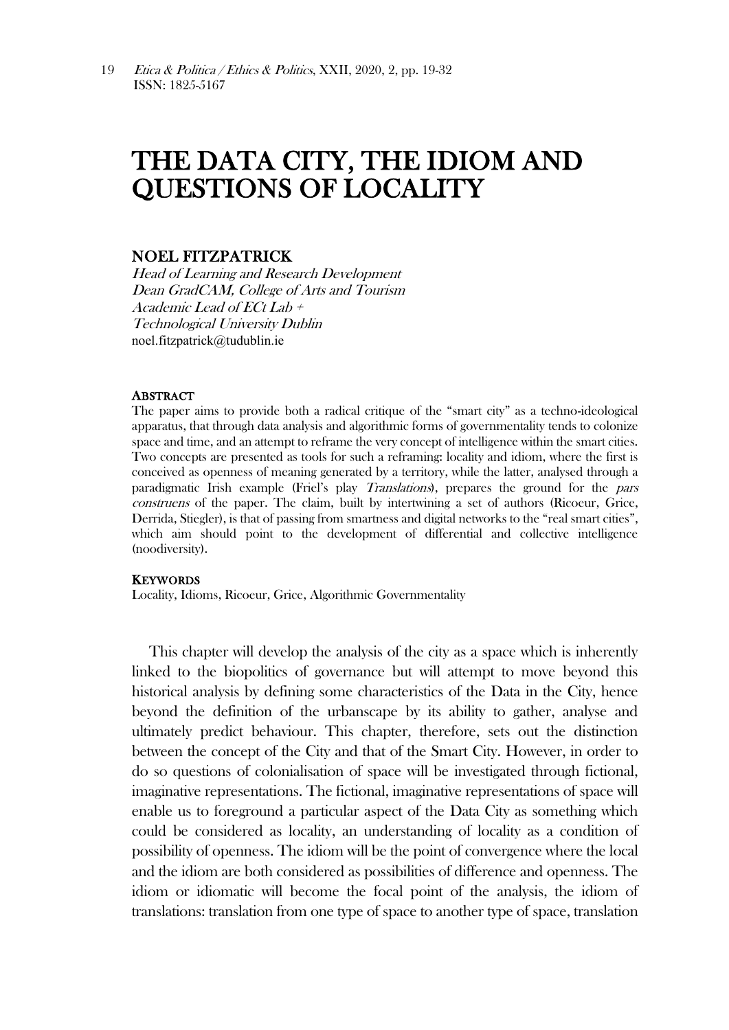# THE DATA CITY, THE IDIOM AND QUESTIONS OF LOCALITY

## NOEL FITZPATRICK

*Head of Learning and Research Development*
*Dean GradCAM, College of Arts and Tourism*
*Academic Lead of ECt Lab +*
*Technological University Dublin*
noel.fitzpatrick@tudublin.ie

### ABSTRACT

The paper aims to provide both a radical critique of the "smart city" as a techno-ideological apparatus, that through data analysis and algorithmic forms of governmentality tends to colonize space and time, and an attempt to reframe the very concept of intelligence within the smart cities. Two concepts are presented as tools for such a reframing: locality and idiom, where the first is conceived as openness of meaning generated by a territory, while the latter, analysed through a paradigmatic Irish example (Friel's play *Translations*), prepares the ground for the *pars construens* of the paper. The claim, built by intertwining a set of authors (Ricoeur, Grice, Derrida, Stiegler), is that of passing from smartness and digital networks to the "real smart cities", which aim should point to the development of differential and collective intelligence (noodiversity).

### KEYWORDS

Locality, Idioms, Ricoeur, Grice, Algorithmic Governmentality

This chapter will develop the analysis of the city as a space which is inherently linked to the biopolitics of governance but will attempt to move beyond this historical analysis by defining some characteristics of the Data in the City, hence beyond the definition of the urbanscape by its ability to gather, analyse and ultimately predict behaviour. This chapter, therefore, sets out the distinction between the concept of the City and that of the Smart City. However, in order to do so questions of colonialisation of space will be investigated through fictional, imaginative representations. The fictional, imaginative representations of space will enable us to foreground a particular aspect of the Data City as something which could be considered as locality, an understanding of locality as a condition of possibility of openness. The idiom will be the point of convergence where the local and the idiom are both considered as possibilities of difference and openness. The idiom or idiomatic will become the focal point of the analysis, the idiom of translations: translation from one type of space to another type of space, translation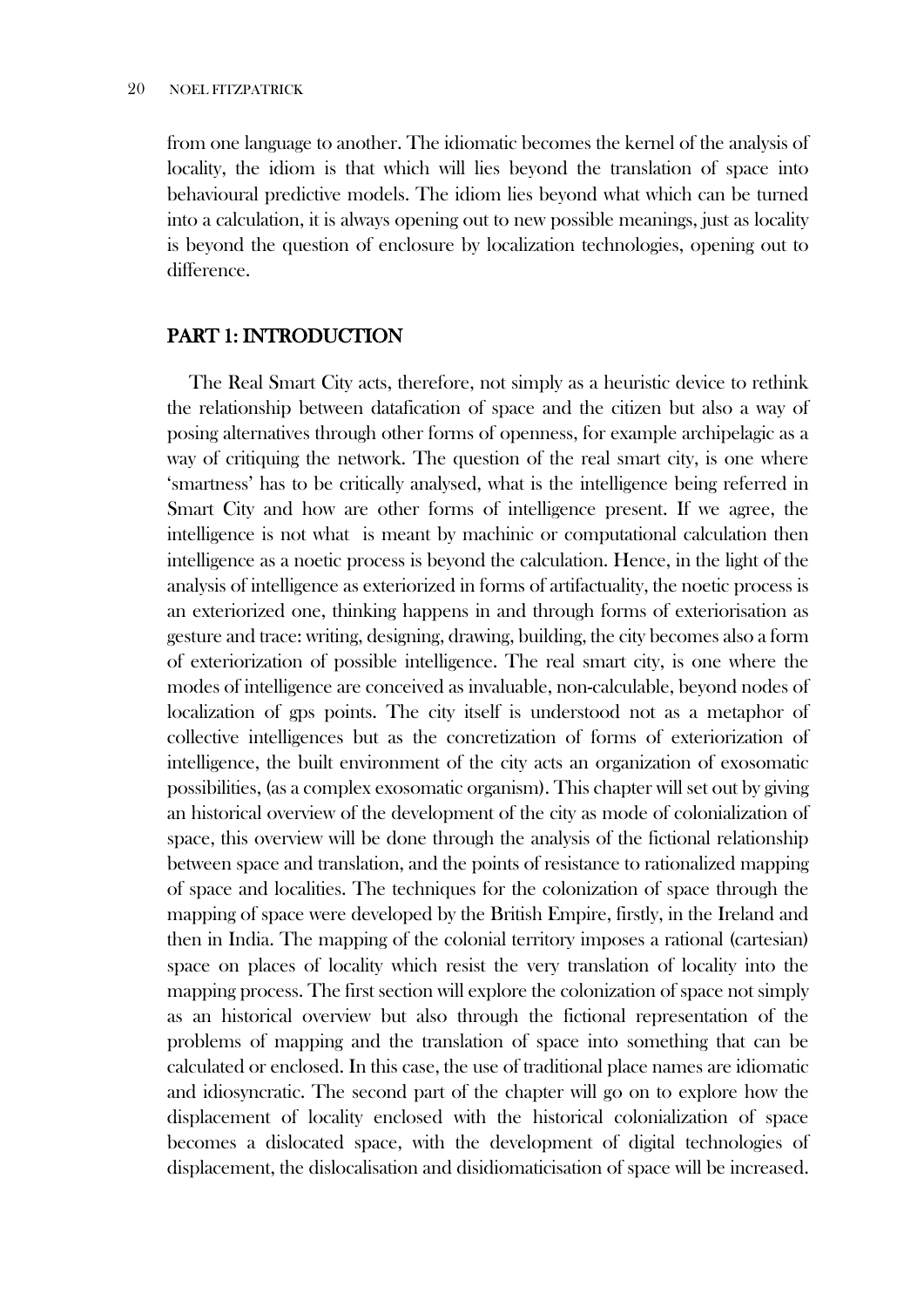from one language to another. The idiomatic becomes the kernel of the analysis of locality, the idiom is that which will lies beyond the translation of space into behavioural predictive models. The idiom lies beyond what which can be turned into a calculation, it is always opening out to new possible meanings, just as locality is beyond the question of enclosure by localization technologies, opening out to difference.

## PART 1: INTRODUCTION

The Real Smart City acts, therefore, not simply as a heuristic device to rethink the relationship between datafication of space and the citizen but also a way of posing alternatives through other forms of openness, for example archipelagic as a way of critiquing the network. The question of the real smart city, is one where 'smartness' has to be critically analysed, what is the intelligence being referred in Smart City and how are other forms of intelligence present. If we agree, the intelligence is not what is meant by machinic or computational calculation then intelligence as a noetic process is beyond the calculation. Hence, in the light of the analysis of intelligence as exteriorized in forms of artifactuality, the noetic process is an exteriorized one, thinking happens in and through forms of exteriorisation as gesture and trace: writing, designing, drawing, building, the city becomes also a form of exteriorization of possible intelligence. The real smart city, is one where the modes of intelligence are conceived as invaluable, non-calculable, beyond nodes of localization of gps points. The city itself is understood not as a metaphor of collective intelligences but as the concretization of forms of exteriorization of intelligence, the built environment of the city acts an organization of exosomatic possibilities, (as a complex exosomatic organism). This chapter will set out by giving an historical overview of the development of the city as mode of colonialization of space, this overview will be done through the analysis of the fictional relationship between space and translation, and the points of resistance to rationalized mapping of space and localities. The techniques for the colonization of space through the mapping of space were developed by the British Empire, firstly, in the Ireland and then in India. The mapping of the colonial territory imposes a rational (cartesian) space on places of locality which resist the very translation of locality into the mapping process. The first section will explore the colonization of space not simply as an historical overview but also through the fictional representation of the problems of mapping and the translation of space into something that can be calculated or enclosed. In this case, the use of traditional place names are idiomatic and idiosyncratic. The second part of the chapter will go on to explore how the displacement of locality enclosed with the historical colonialization of space becomes a dislocated space, with the development of digital technologies of displacement, the dislocalisation and disidiomaticisation of space will be increased.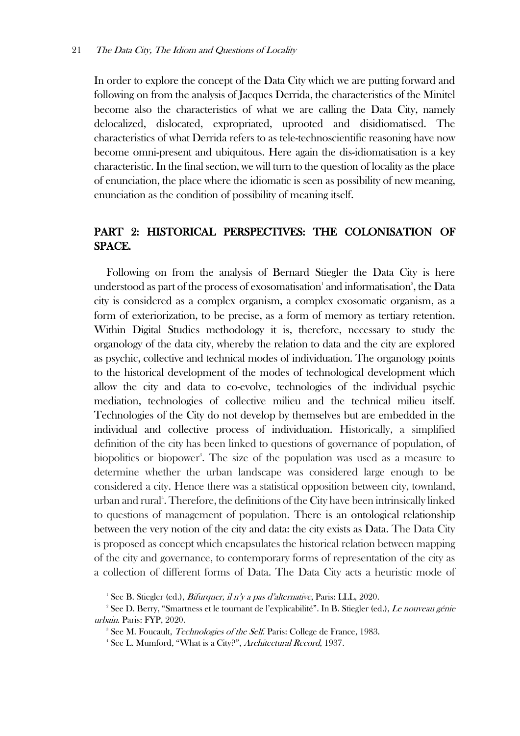In order to explore the concept of the Data City which we are putting forward and following on from the analysis of Jacques Derrida, the characteristics of the Minitel become also the characteristics of what we are calling the Data City, namely delocalized, dislocated, expropriated, uprooted and disidiomatised. The characteristics of what Derrida refers to as tele-technoscientific reasoning have now become omni-present and ubiquitous. Here again the dis-idiomatisation is a key characteristic. In the final section, we will turn to the question of locality as the place of enunciation, the place where the idiomatic is seen as possibility of new meaning, enunciation as the condition of possibility of meaning itself.

## PART 2: HISTORICAL PERSPECTIVES: THE COLONISATION OF SPACE.

Following on from the analysis of Bernard Stiegler the Data City is here understood as part of the process of exosomatisation[1] and informatisation[2], the Data city is considered as a complex organism, a complex exosomatic organism, as a form of exteriorization, to be precise, as a form of memory as tertiary retention. Within Digital Studies methodology it is, therefore, necessary to study the organology of the data city, whereby the relation to data and the city are explored as psychic, collective and technical modes of individuation. The organology points to the historical development of the modes of technological development which allow the city and data to co-evolve, technologies of the individual psychic mediation, technologies of collective milieu and the technical milieu itself. Technologies of the City do not develop by themselves but are embedded in the individual and collective process of individuation. Historically, a simplified definition of the city has been linked to questions of governance of population, of biopolitics or biopower[3]. The size of the population was used as a measure to determine whether the urban landscape was considered large enough to be considered a city. Hence there was a statistical opposition between city, townland, urban and rural[4]. Therefore, the definitions of the City have been intrinsically linked to questions of management of population. There is an ontological relationship between the very notion of the city and data: the city exists as Data. The Data City is proposed as concept which encapsulates the historical relation between mapping of the city and governance, to contemporary forms of representation of the city as a collection of different forms of Data. The Data City acts a heuristic mode of

[1] See B. Stiegler (ed.), *Bifurquer, il n'y a pas d'alternative*, Paris: LLL, 2020.

[2] See D. Berry, "Smartness et le tournant de l'explicabilité". In B. Stiegler (ed.), *Le nouveau génie urbain*. Paris: FYP, 2020.

[3] See M. Foucault, *Technologies of the Self*. Paris: College de France, 1983.

[4] See L. Mumford, "What is a City?", *Architectural Record*, 1937.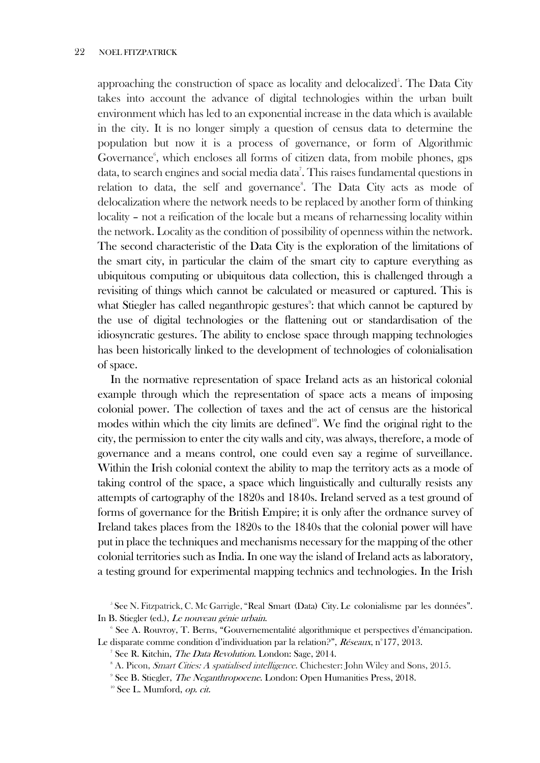approaching the construction of space as locality and delocalized[5]. The Data City takes into account the advance of digital technologies within the urban built environment which has led to an exponential increase in the data which is available in the city. It is no longer simply a question of census data to determine the population but now it is a process of governance, or form of Algorithmic Governance[6], which encloses all forms of citizen data, from mobile phones, gps data, to search engines and social media data[7]. This raises fundamental questions in relation to data, the self and governance[8]. The Data City acts as mode of delocalization where the network needs to be replaced by another form of thinking locality – not a reification of the locale but a means of reharnessing locality within the network. Locality as the condition of possibility of openness within the network. The second characteristic of the Data City is the exploration of the limitations of the smart city, in particular the claim of the smart city to capture everything as ubiquitous computing or ubiquitous data collection, this is challenged through a revisiting of things which cannot be calculated or measured or captured. This is what Stiegler has called neganthropic gestures[9]: that which cannot be captured by the use of digital technologies or the flattening out or standardisation of the idiosyncratic gestures. The ability to enclose space through mapping technologies has been historically linked to the development of technologies of colonialisation of space.

In the normative representation of space Ireland acts as an historical colonial example through which the representation of space acts a means of imposing colonial power. The collection of taxes and the act of census are the historical modes within which the city limits are defined[10]. We find the original right to the city, the permission to enter the city walls and city, was always, therefore, a mode of governance and a means control, one could even say a regime of surveillance. Within the Irish colonial context the ability to map the territory acts as a mode of taking control of the space, a space which linguistically and culturally resists any attempts of cartography of the 1820s and 1840s. Ireland served as a test ground of forms of governance for the British Empire; it is only after the ordnance survey of Ireland takes places from the 1820s to the 1840s that the colonial power will have put in place the techniques and mechanisms necessary for the mapping of the other colonial territories such as India. In one way the island of Ireland acts as laboratory, a testing ground for experimental mapping technics and technologies. In the Irish

[5] See N. Fitzpatrick, C. Mc Garrigle, "Real Smart (Data) City. Le colonialisme par les données". In B. Stiegler (ed.), *Le nouveau génie urbain*.

[6] See A. Rouvroy, T. Berns, "Gouvernementalité algorithmique et perspectives d'émancipation. Le disparate comme condition d'individuation par la relation?", *Réseaux*, n°177, 2013.

[7] See R. Kitchin, *The Data Revolution*. London: Sage, 2014.

[8] A. Picon, *Smart Cities: A spatialised intelligence*. Chichester: John Wiley and Sons, 2015.

[9] See B. Stiegler, *The Neganthropocene*. London: Open Humanities Press, 2018.

[10] See L. Mumford, *op. cit.*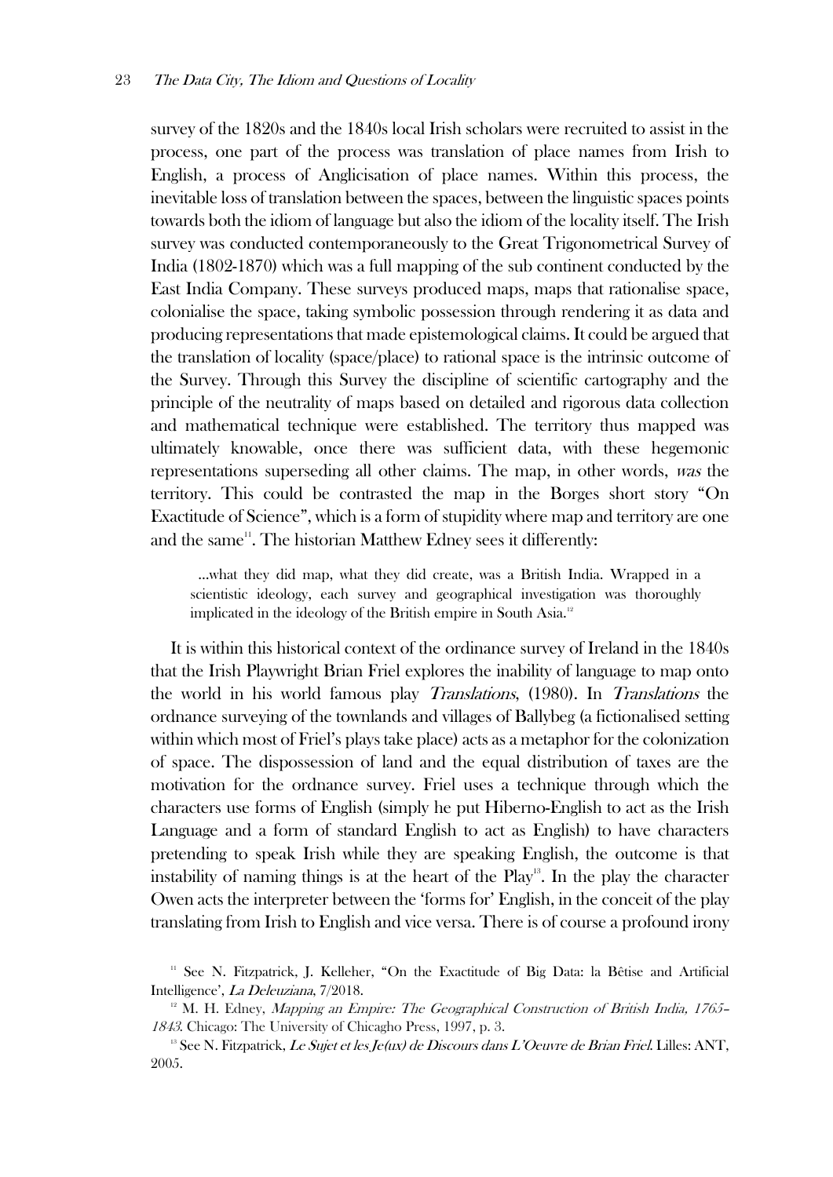survey of the 1820s and the 1840s local Irish scholars were recruited to assist in the process, one part of the process was translation of place names from Irish to English, a process of Anglicisation of place names. Within this process, the inevitable loss of translation between the spaces, between the linguistic spaces points towards both the idiom of language but also the idiom of the locality itself. The Irish survey was conducted contemporaneously to the Great Trigonometrical Survey of India (1802-1870) which was a full mapping of the sub continent conducted by the East India Company. These surveys produced maps, maps that rationalise space, colonialise the space, taking symbolic possession through rendering it as data and producing representations that made epistemological claims. It could be argued that the translation of locality (space/place) to rational space is the intrinsic outcome of the Survey. Through this Survey the discipline of scientific cartography and the principle of the neutrality of maps based on detailed and rigorous data collection and mathematical technique were established. The territory thus mapped was ultimately knowable, once there was sufficient data, with these hegemonic representations superseding all other claims. The map, in other words, *was* the territory. This could be contrasted the map in the Borges short story "On Exactitude of Science", which is a form of stupidity where map and territory are one and the same[11]. The historian Matthew Edney sees it differently:

> …what they did map, what they did create, was a British India. Wrapped in a scientistic ideology, each survey and geographical investigation was thoroughly implicated in the ideology of the British empire in South Asia.[12]

It is within this historical context of the ordinance survey of Ireland in the 1840s that the Irish Playwright Brian Friel explores the inability of language to map onto the world in his world famous play *Translations*, (1980). In *Translations* the ordnance surveying of the townlands and villages of Ballybeg (a fictionalised setting within which most of Friel's plays take place) acts as a metaphor for the colonization of space. The dispossession of land and the equal distribution of taxes are the motivation for the ordnance survey. Friel uses a technique through which the characters use forms of English (simply he put Hiberno-English to act as the Irish Language and a form of standard English to act as English) to have characters pretending to speak Irish while they are speaking English, the outcome is that instability of naming things is at the heart of the Play[13]. In the play the character Owen acts the interpreter between the 'forms for' English, in the conceit of the play translating from Irish to English and vice versa. There is of course a profound irony

[11] See N. Fitzpatrick, J. Kelleher, "On the Exactitude of Big Data: la Bêtise and Artificial Intelligence', *La Deleuziana*, 7/2018.

[12] M. H. Edney, *Mapping an Empire: The Geographical Construction of British India, 1765–1843*. Chicago: The University of Chicagho Press, 1997, p. 3.

[13] See N. Fitzpatrick, *Le Sujet et les Je(ux) de Discours dans L'Oeuvre de Brian Friel*. Lilles: ANT, 2005.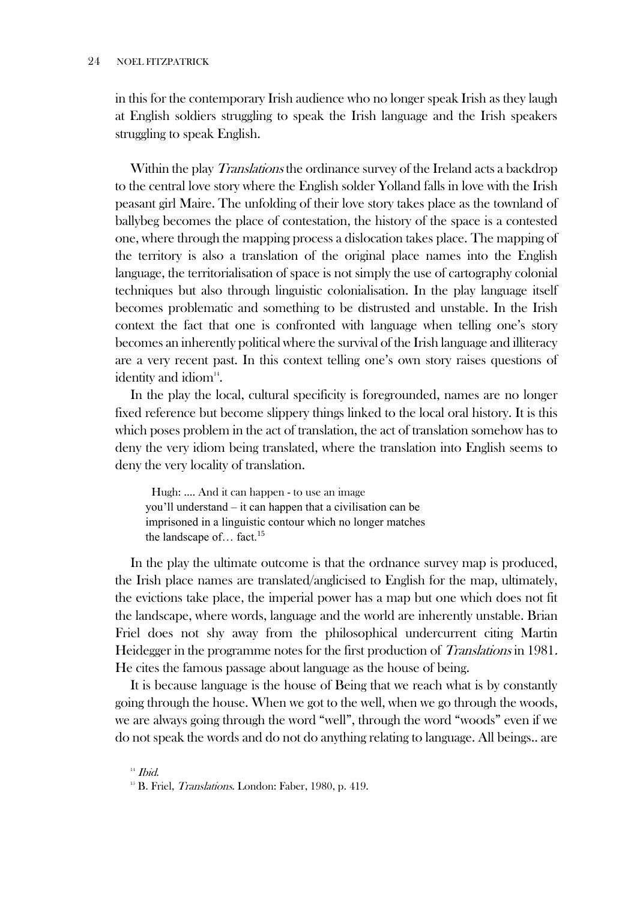in this for the contemporary Irish audience who no longer speak Irish as they laugh at English soldiers struggling to speak the Irish language and the Irish speakers struggling to speak English.

Within the play *Translations* the ordinance survey of the Ireland acts a backdrop to the central love story where the English solder Yolland falls in love with the Irish peasant girl Maire. The unfolding of their love story takes place as the townland of ballybeg becomes the place of contestation, the history of the space is a contested one, where through the mapping process a dislocation takes place. The mapping of the territory is also a translation of the original place names into the English language, the territorialisation of space is not simply the use of cartography colonial techniques but also through linguistic colonialisation. In the play language itself becomes problematic and something to be distrusted and unstable. In the Irish context the fact that one is confronted with language when telling one's story becomes an inherently political where the survival of the Irish language and illiteracy are a very recent past. In this context telling one's own story raises questions of identity and idiom[14].

In the play the local, cultural specificity is foregrounded, names are no longer fixed reference but become slippery things linked to the local oral history. It is this which poses problem in the act of translation, the act of translation somehow has to deny the very idiom being translated, where the translation into English seems to deny the very locality of translation.

> Hugh: .... And it can happen - to use an image you'll understand – it can happen that a civilisation can be imprisoned in a linguistic contour which no longer matches the landscape of… fact.[15]

In the play the ultimate outcome is that the ordnance survey map is produced, the Irish place names are translated/anglicised to English for the map, ultimately, the evictions take place, the imperial power has a map but one which does not fit the landscape, where words, language and the world are inherently unstable. Brian Friel does not shy away from the philosophical undercurrent citing Martin Heidegger in the programme notes for the first production of *Translations* in 1981. He cites the famous passage about language as the house of being.

It is because language is the house of Being that we reach what is by constantly going through the house. When we got to the well, when we go through the woods, we are always going through the word "well", through the word "woods" even if we do not speak the words and do not do anything relating to language. All beings.. are

[14] *Ibid.*

[15] B. Friel, *Translations*. London: Faber, 1980, p. 419.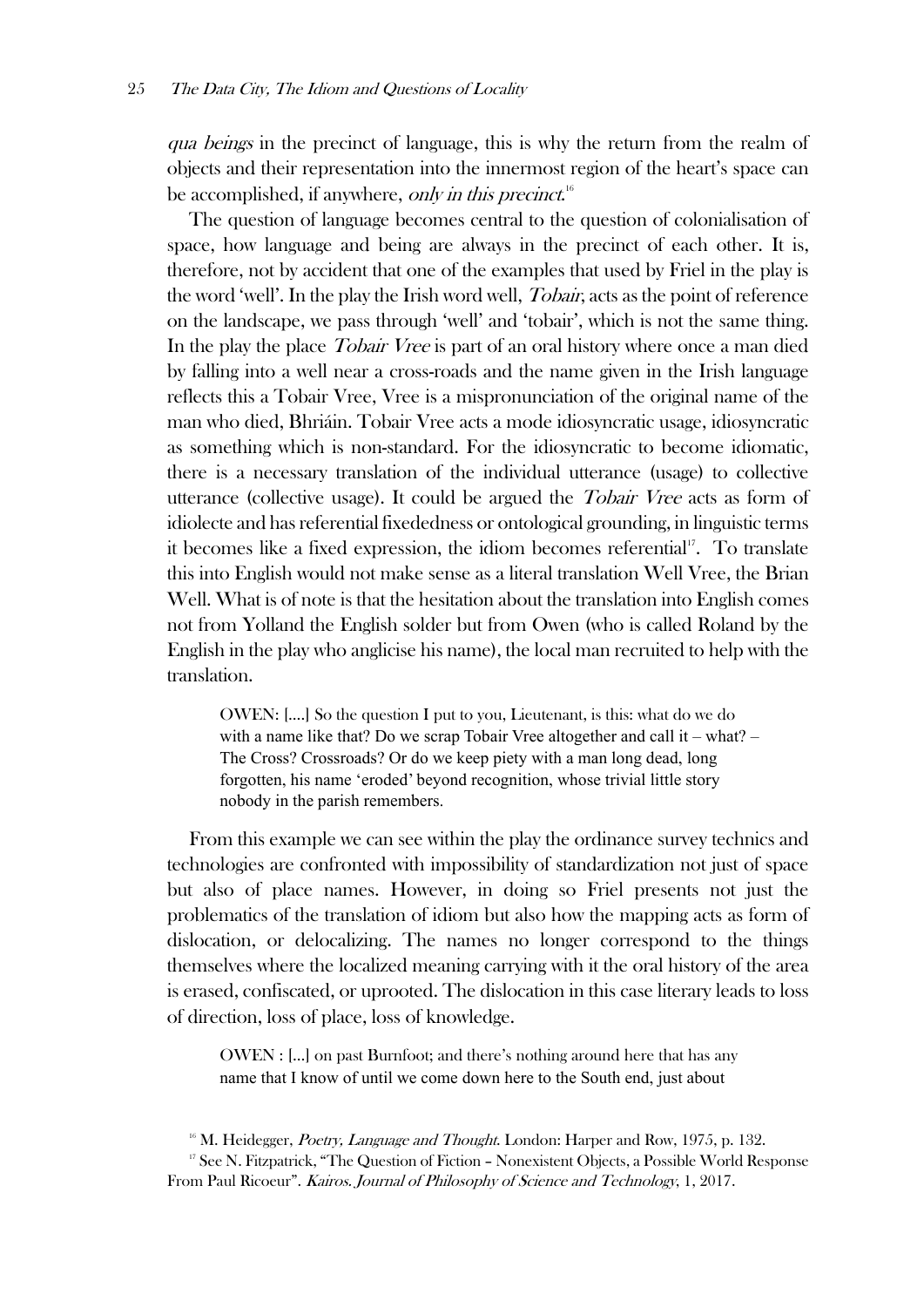*qua beings* in the precinct of language, this is why the return from the realm of objects and their representation into the innermost region of the heart's space can be accomplished, if anywhere, *only in this precinct*.[16]

The question of language becomes central to the question of colonialisation of space, how language and being are always in the precinct of each other. It is, therefore, not by accident that one of the examples that used by Friel in the play is the word 'well'. In the play the Irish word well, *Tobair*, acts as the point of reference on the landscape, we pass through 'well' and 'tobair', which is not the same thing. In the play the place *Tobair Vree* is part of an oral history where once a man died by falling into a well near a cross-roads and the name given in the Irish language reflects this a Tobair Vree, Vree is a mispronunciation of the original name of the man who died, Bhriáin. Tobair Vree acts a mode idiosyncratic usage, idiosyncratic as something which is non-standard. For the idiosyncratic to become idiomatic, there is a necessary translation of the individual utterance (usage) to collective utterance (collective usage). It could be argued the *Tobair Vree* acts as form of idiolecte and has referential fixededness or ontological grounding, in linguistic terms it becomes like a fixed expression, the idiom becomes referential[17]. To translate this into English would not make sense as a literal translation Well Vree, the Brian Well. What is of note is that the hesitation about the translation into English comes not from Yolland the English solder but from Owen (who is called Roland by the English in the play who anglicise his name), the local man recruited to help with the translation.

> OWEN: [….] So the question I put to you, Lieutenant, is this: what do we do with a name like that? Do we scrap Tobair Vree altogether and call it – what? – The Cross? Crossroads? Or do we keep piety with a man long dead, long forgotten, his name 'eroded' beyond recognition, whose trivial little story nobody in the parish remembers.

From this example we can see within the play the ordinance survey technics and technologies are confronted with impossibility of standardization not just of space but also of place names. However, in doing so Friel presents not just the problematics of the translation of idiom but also how the mapping acts as form of dislocation, or delocalizing. The names no longer correspond to the things themselves where the localized meaning carrying with it the oral history of the area is erased, confiscated, or uprooted. The dislocation in this case literary leads to loss of direction, loss of place, loss of knowledge.

> OWEN : [...] on past Burnfoot; and there's nothing around here that has any name that I know of until we come down here to the South end, just about

[16] M. Heidegger, *Poetry, Language and Thought*. London: Harper and Row, 1975, p. 132.

[17] See N. Fitzpatrick, "The Question of Fiction – Nonexistent Objects, a Possible World Response From Paul Ricoeur". *Kairos. Journal of Philosophy of Science and Technology*, 1, 2017.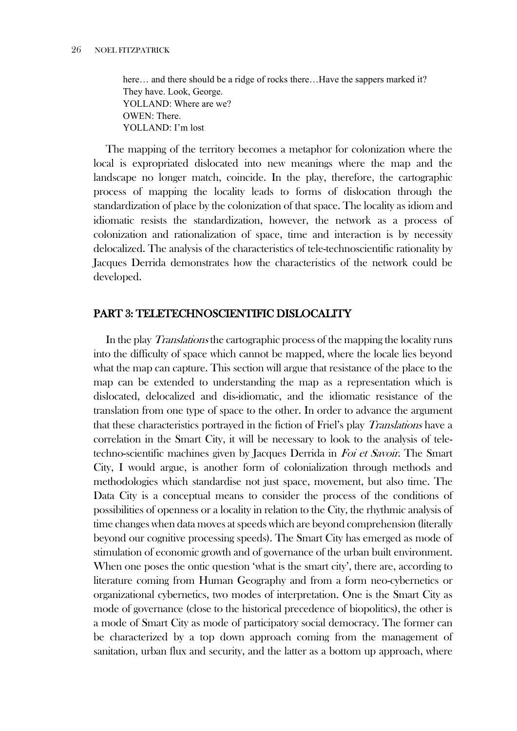> here… and there should be a ridge of rocks there…Have the sappers marked it?
> They have. Look, George.
> YOLLAND: Where are we?
> OWEN: There.
> YOLLAND: I'm lost

The mapping of the territory becomes a metaphor for colonization where the local is expropriated dislocated into new meanings where the map and the landscape no longer match, coincide. In the play, therefore, the cartographic process of mapping the locality leads to forms of dislocation through the standardization of place by the colonization of that space. The locality as idiom and idiomatic resists the standardization, however, the network as a process of colonization and rationalization of space, time and interaction is by necessity delocalized. The analysis of the characteristics of tele-technoscientific rationality by Jacques Derrida demonstrates how the characteristics of the network could be developed.

## PART 3: TELETECHNOSCIENTIFIC DISLOCALITY

In the play *Translations* the cartographic process of the mapping the locality runs into the difficulty of space which cannot be mapped, where the locale lies beyond what the map can capture. This section will argue that resistance of the place to the map can be extended to understanding the map as a representation which is dislocated, delocalized and dis-idiomatic, and the idiomatic resistance of the translation from one type of space to the other. In order to advance the argument that these characteristics portrayed in the fiction of Friel's play *Translations* have a correlation in the Smart City, it will be necessary to look to the analysis of tele-techno-scientific machines given by Jacques Derrida in *Foi et Savoir*. The Smart City, I would argue, is another form of colonialization through methods and methodologies which standardise not just space, movement, but also time. The Data City is a conceptual means to consider the process of the conditions of possibilities of openness or a locality in relation to the City, the rhythmic analysis of time changes when data moves at speeds which are beyond comprehension (literally beyond our cognitive processing speeds). The Smart City has emerged as mode of stimulation of economic growth and of governance of the urban built environment. When one poses the ontic question 'what is the smart city', there are, according to literature coming from Human Geography and from a form neo-cybernetics or organizational cybernetics, two modes of interpretation. One is the Smart City as mode of governance (close to the historical precedence of biopolitics), the other is a mode of Smart City as mode of participatory social democracy. The former can be characterized by a top down approach coming from the management of sanitation, urban flux and security, and the latter as a bottom up approach, where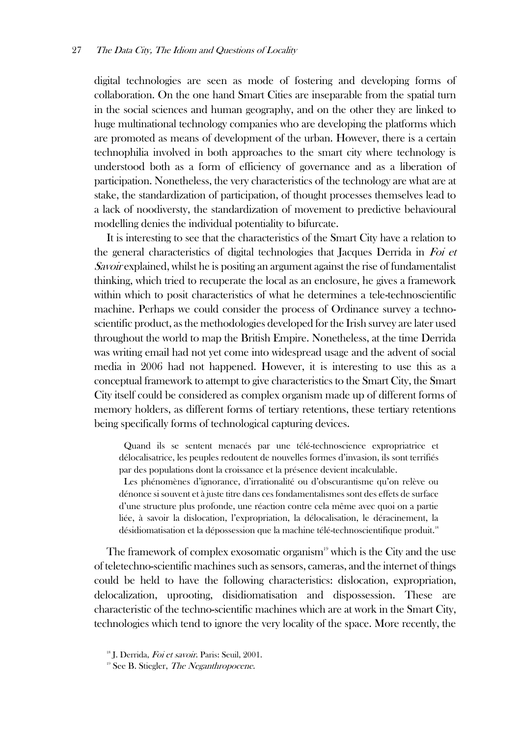digital technologies are seen as mode of fostering and developing forms of collaboration. On the one hand Smart Cities are inseparable from the spatial turn in the social sciences and human geography, and on the other they are linked to huge multinational technology companies who are developing the platforms which are promoted as means of development of the urban. However, there is a certain technophilia involved in both approaches to the smart city where technology is understood both as a form of efficiency of governance and as a liberation of participation. Nonetheless, the very characteristics of the technology are what are at stake, the standardization of participation, of thought processes themselves lead to a lack of noodiversty, the standardization of movement to predictive behavioural modelling denies the individual potentiality to bifurcate.

It is interesting to see that the characteristics of the Smart City have a relation to the general characteristics of digital technologies that Jacques Derrida in *Foi et Savoir* explained, whilst he is positing an argument against the rise of fundamentalist thinking, which tried to recuperate the local as an enclosure, he gives a framework within which to posit characteristics of what he determines a tele-technoscientific machine. Perhaps we could consider the process of Ordinance survey a techno-scientific product, as the methodologies developed for the Irish survey are later used throughout the world to map the British Empire. Nonetheless, at the time Derrida was writing email had not yet come into widespread usage and the advent of social media in 2006 had not happened. However, it is interesting to use this as a conceptual framework to attempt to give characteristics to the Smart City, the Smart City itself could be considered as complex organism made up of different forms of memory holders, as different forms of tertiary retentions, these tertiary retentions being specifically forms of technological capturing devices.

> Quand ils se sentent menacés par une télé-technoscience expropriatrice et délocalisatrice, les peuples redoutent de nouvelles formes d'invasion, ils sont terrifiés par des populations dont la croissance et la présence devient incalculable.
>
> Les phénomènes d'ignorance, d'irrationalité ou d'obscurantisme qu'on relève ou dénonce si souvent et à juste titre dans ces fondamentalismes sont des effets de surface d'une structure plus profonde, une réaction contre cela même avec quoi on a partie liée, à savoir la dislocation, l'expropriation, la délocalisation, le déracinement, la désidiomatisation et la dépossession que la machine télé-technoscientifique produit.[18]

The framework of complex exosomatic organism[19] which is the City and the use of teletechno-scientific machines such as sensors, cameras, and the internet of things could be held to have the following characteristics: dislocation, expropriation, delocalization, uprooting, disidiomatisation and dispossession. These are characteristic of the techno-scientific machines which are at work in the Smart City, technologies which tend to ignore the very locality of the space. More recently, the

[18] J. Derrida, *Foi et savoir*. Paris: Seuil, 2001.

[19] See B. Stiegler, *The Neganthropocene*.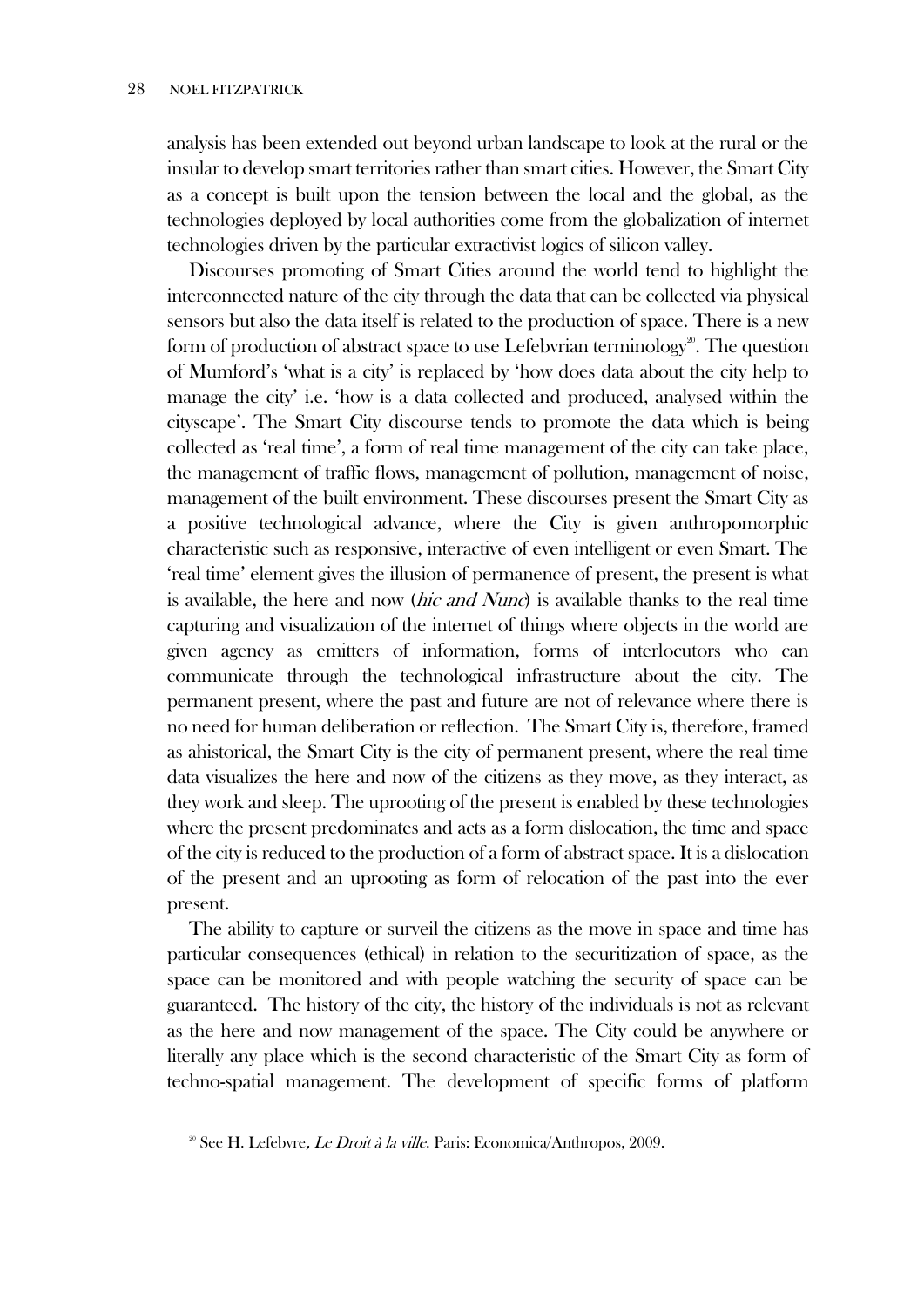analysis has been extended out beyond urban landscape to look at the rural or the insular to develop smart territories rather than smart cities. However, the Smart City as a concept is built upon the tension between the local and the global, as the technologies deployed by local authorities come from the globalization of internet technologies driven by the particular extractivist logics of silicon valley.

Discourses promoting of Smart Cities around the world tend to highlight the interconnected nature of the city through the data that can be collected via physical sensors but also the data itself is related to the production of space. There is a new form of production of abstract space to use Lefebvrian terminology[20]. The question of Mumford's 'what is a city' is replaced by 'how does data about the city help to manage the city' i.e. 'how is a data collected and produced, analysed within the cityscape'. The Smart City discourse tends to promote the data which is being collected as 'real time', a form of real time management of the city can take place, the management of traffic flows, management of pollution, management of noise, management of the built environment. These discourses present the Smart City as a positive technological advance, where the City is given anthropomorphic characteristic such as responsive, interactive of even intelligent or even Smart. The 'real time' element gives the illusion of permanence of present, the present is what is available, the here and now (*hic and Nunc*) is available thanks to the real time capturing and visualization of the internet of things where objects in the world are given agency as emitters of information, forms of interlocutors who can communicate through the technological infrastructure about the city. The permanent present, where the past and future are not of relevance where there is no need for human deliberation or reflection. The Smart City is, therefore, framed as ahistorical, the Smart City is the city of permanent present, where the real time data visualizes the here and now of the citizens as they move, as they interact, as they work and sleep. The uprooting of the present is enabled by these technologies where the present predominates and acts as a form dislocation, the time and space of the city is reduced to the production of a form of abstract space. It is a dislocation of the present and an uprooting as form of relocation of the past into the ever present.

The ability to capture or surveil the citizens as the move in space and time has particular consequences (ethical) in relation to the securitization of space, as the space can be monitored and with people watching the security of space can be guaranteed. The history of the city, the history of the individuals is not as relevant as the here and now management of the space. The City could be anywhere or literally any place which is the second characteristic of the Smart City as form of techno-spatial management. The development of specific forms of platform

[20] See H. Lefebvre, *Le Droit à la ville*. Paris: Economica/Anthropos, 2009.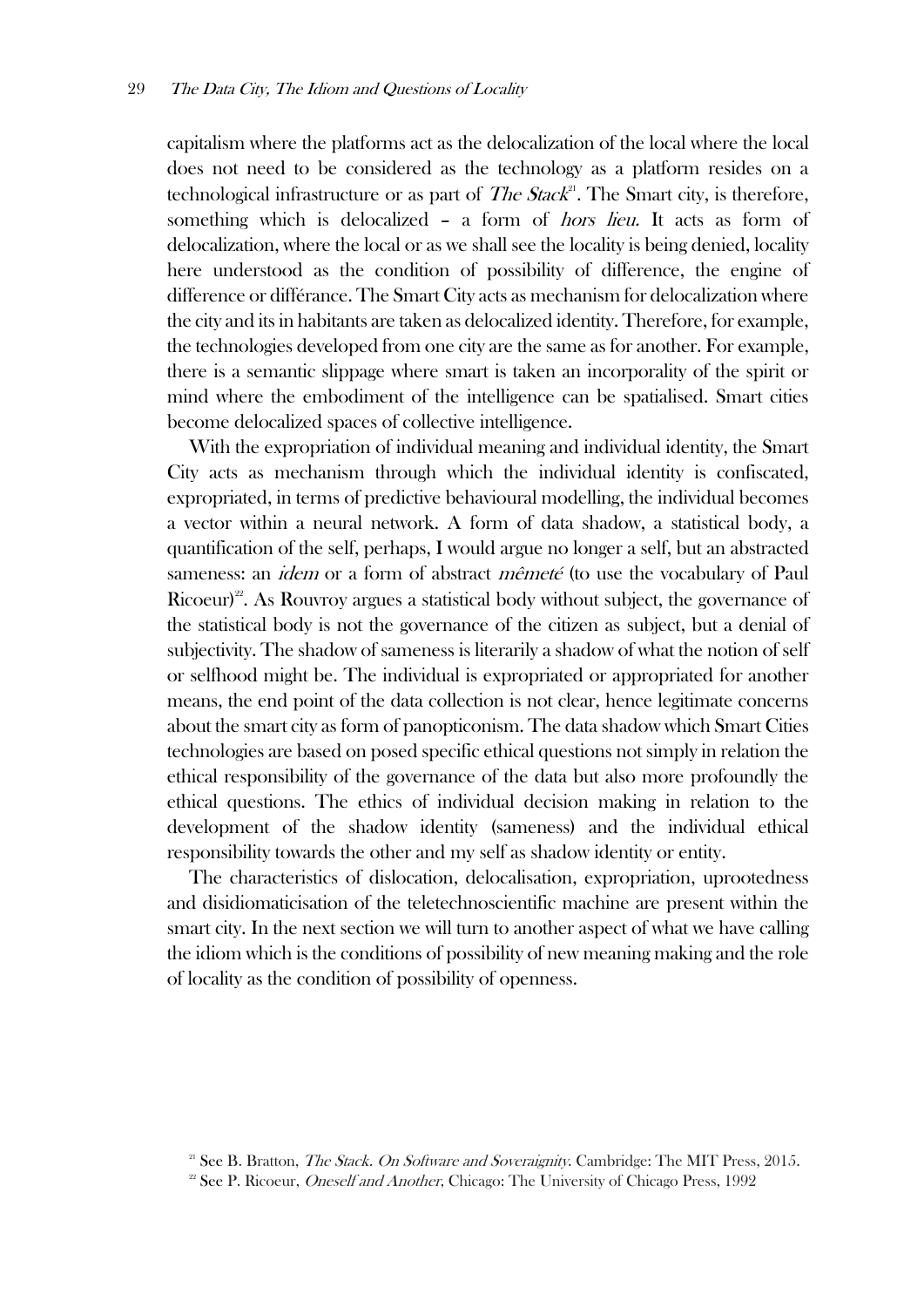capitalism where the platforms act as the delocalization of the local where the local does not need to be considered as the technology as a platform resides on a technological infrastructure or as part of *The Stack*[21]. The Smart city, is therefore, something which is delocalized – a form of *hors lieu.* It acts as form of delocalization, where the local or as we shall see the locality is being denied, locality here understood as the condition of possibility of difference, the engine of difference or différance. The Smart City acts as mechanism for delocalization where the city and its in habitants are taken as delocalized identity. Therefore, for example, the technologies developed from one city are the same as for another. For example, there is a semantic slippage where smart is taken an incorporality of the spirit or mind where the embodiment of the intelligence can be spatialised. Smart cities become delocalized spaces of collective intelligence.

With the expropriation of individual meaning and individual identity, the Smart City acts as mechanism through which the individual identity is confiscated, expropriated, in terms of predictive behavioural modelling, the individual becomes a vector within a neural network. A form of data shadow, a statistical body, a quantification of the self, perhaps, I would argue no longer a self, but an abstracted sameness: an *idem* or a form of abstract *mêmeté* (to use the vocabulary of Paul Ricoeur)[22]. As Rouvroy argues a statistical body without subject, the governance of the statistical body is not the governance of the citizen as subject, but a denial of subjectivity. The shadow of sameness is literarily a shadow of what the notion of self or selfhood might be. The individual is expropriated or appropriated for another means, the end point of the data collection is not clear, hence legitimate concerns about the smart city as form of panopticonism. The data shadow which Smart Cities technologies are based on posed specific ethical questions not simply in relation the ethical responsibility of the governance of the data but also more profoundly the ethical questions. The ethics of individual decision making in relation to the development of the shadow identity (sameness) and the individual ethical responsibility towards the other and my self as shadow identity or entity.

The characteristics of dislocation, delocalisation, expropriation, uprootedness and disidiomaticisation of the teletechnoscientific machine are present within the smart city. In the next section we will turn to another aspect of what we have calling the idiom which is the conditions of possibility of new meaning making and the role of locality as the condition of possibility of openness.

[21] See B. Bratton, *The Stack. On Software and Soveraignity.* Cambridge: The MIT Press, 2015.

[22] See P. Ricoeur, *Oneself and Another*, Chicago: The University of Chicago Press, 1992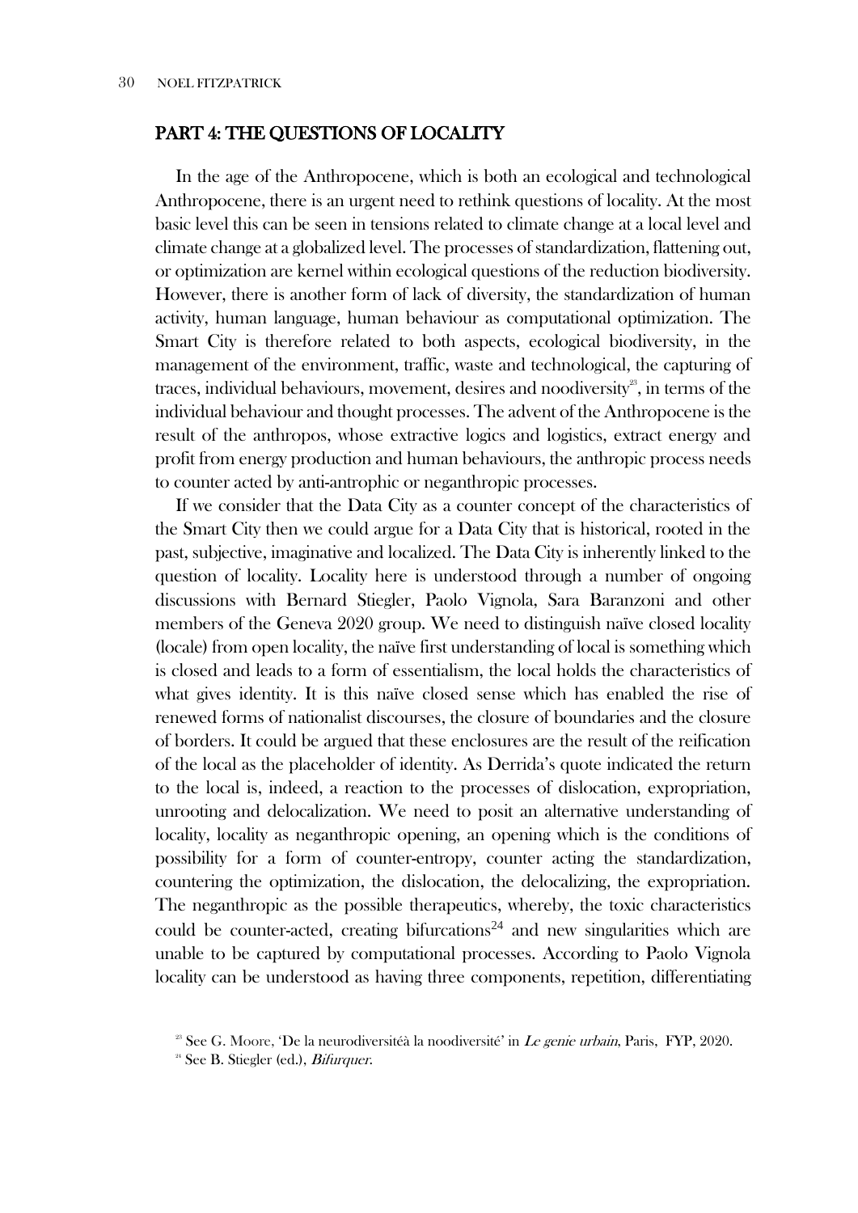## PART 4: THE QUESTIONS OF LOCALITY

In the age of the Anthropocene, which is both an ecological and technological Anthropocene, there is an urgent need to rethink questions of locality. At the most basic level this can be seen in tensions related to climate change at a local level and climate change at a globalized level. The processes of standardization, flattening out, or optimization are kernel within ecological questions of the reduction biodiversity. However, there is another form of lack of diversity, the standardization of human activity, human language, human behaviour as computational optimization. The Smart City is therefore related to both aspects, ecological biodiversity, in the management of the environment, traffic, waste and technological, the capturing of traces, individual behaviours, movement, desires and noodiversity[23], in terms of the individual behaviour and thought processes. The advent of the Anthropocene is the result of the anthropos, whose extractive logics and logistics, extract energy and profit from energy production and human behaviours, the anthropic process needs to counter acted by anti-antrophic or neganthropic processes.

If we consider that the Data City as a counter concept of the characteristics of the Smart City then we could argue for a Data City that is historical, rooted in the past, subjective, imaginative and localized. The Data City is inherently linked to the question of locality. Locality here is understood through a number of ongoing discussions with Bernard Stiegler, Paolo Vignola, Sara Baranzoni and other members of the Geneva 2020 group. We need to distinguish naïve closed locality (locale) from open locality, the naïve first understanding of local is something which is closed and leads to a form of essentialism, the local holds the characteristics of what gives identity. It is this naïve closed sense which has enabled the rise of renewed forms of nationalist discourses, the closure of boundaries and the closure of borders. It could be argued that these enclosures are the result of the reification of the local as the placeholder of identity. As Derrida's quote indicated the return to the local is, indeed, a reaction to the processes of dislocation, expropriation, unrooting and delocalization. We need to posit an alternative understanding of locality, locality as neganthropic opening, an opening which is the conditions of possibility for a form of counter-entropy, counter acting the standardization, countering the optimization, the dislocation, the delocalizing, the expropriation. The neganthropic as the possible therapeutics, whereby, the toxic characteristics could be counter-acted, creating bifurcations[24] and new singularities which are unable to be captured by computational processes. According to Paolo Vignola locality can be understood as having three components, repetition, differentiating

[23] See G. Moore, 'De la neurodiversitéà la noodiversité' in *Le genie urbain*, Paris, FYP, 2020.

[24] See B. Stiegler (ed.), *Bifurquer*.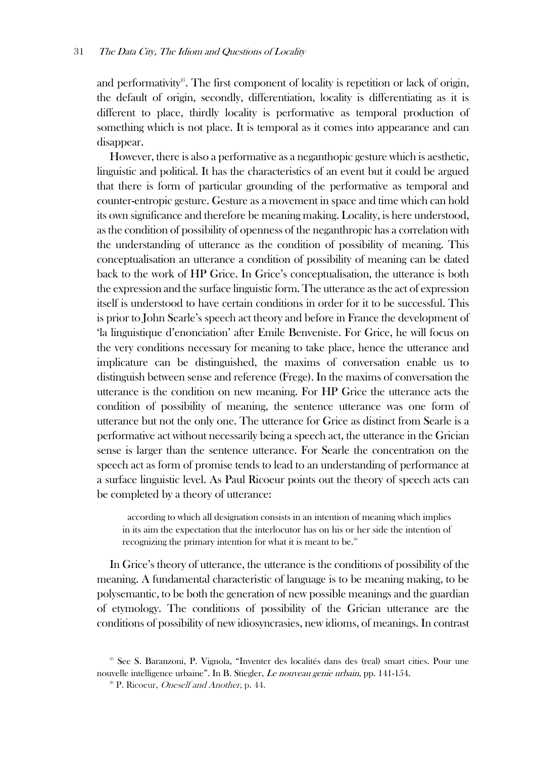and performativity[25]. The first component of locality is repetition or lack of origin, the default of origin, secondly, differentiation, locality is differentiating as it is different to place, thirdly locality is performative as temporal production of something which is not place. It is temporal as it comes into appearance and can disappear.

However, there is also a performative as a neganthopic gesture which is aesthetic, linguistic and political. It has the characteristics of an event but it could be argued that there is form of particular grounding of the performative as temporal and counter-entropic gesture. Gesture as a movement in space and time which can hold its own significance and therefore be meaning making. Locality, is here understood, as the condition of possibility of openness of the neganthropic has a correlation with the understanding of utterance as the condition of possibility of meaning. This conceptualisation an utterance a condition of possibility of meaning can be dated back to the work of HP Grice. In Grice's conceptualisation, the utterance is both the expression and the surface linguistic form. The utterance as the act of expression itself is understood to have certain conditions in order for it to be successful. This is prior to John Searle's speech act theory and before in France the development of 'la linguistique d'enonciation' after Emile Benveniste. For Grice, he will focus on the very conditions necessary for meaning to take place, hence the utterance and implicature can be distinguished, the maxims of conversation enable us to distinguish between sense and reference (Frege). In the maxims of conversation the utterance is the condition on new meaning. For HP Grice the utterance acts the condition of possibility of meaning, the sentence utterance was one form of utterance but not the only one. The utterance for Grice as distinct from Searle is a performative act without necessarily being a speech act, the utterance in the Grician sense is larger than the sentence utterance. For Searle the concentration on the speech act as form of promise tends to lead to an understanding of performance at a surface linguistic level. As Paul Ricoeur points out the theory of speech acts can be completed by a theory of utterance:

> according to which all designation consists in an intention of meaning which implies in its aim the expectation that the interlocutor has on his or her side the intention of recognizing the primary intention for what it is meant to be.[26]

In Grice's theory of utterance, the utterance is the conditions of possibility of the meaning. A fundamental characteristic of language is to be meaning making, to be polysemantic, to be both the generation of new possible meanings and the guardian of etymology. The conditions of possibility of the Grician utterance are the conditions of possibility of new idiosyncrasies, new idioms, of meanings. In contrast

[25] See S. Baranzoni, P. Vignola, "Inventer des localités dans des (real) smart cities. Pour une nouvelle intelligence urbaine". In B. Stiegler, *Le nouveau genie urbain*, pp. 141-154.

[26] P. Ricoeur, *Oneself and Another*, p. 44.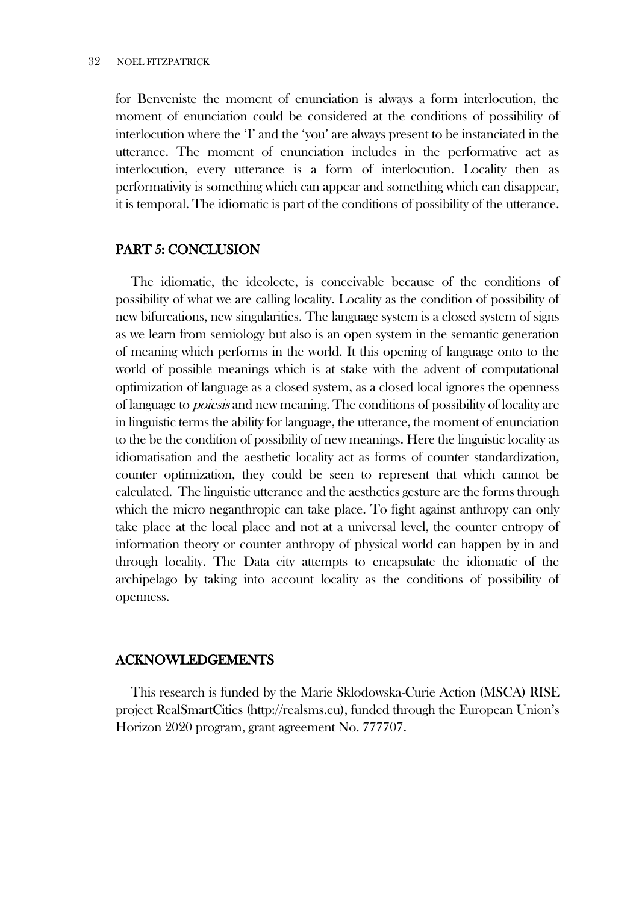for Benveniste the moment of enunciation is always a form interlocution, the moment of enunciation could be considered at the conditions of possibility of interlocution where the 'I' and the 'you' are always present to be instanciated in the utterance. The moment of enunciation includes in the performative act as interlocution, every utterance is a form of interlocution. Locality then as performativity is something which can appear and something which can disappear, it is temporal. The idiomatic is part of the conditions of possibility of the utterance.

## PART 5: CONCLUSION

The idiomatic, the ideolecte, is conceivable because of the conditions of possibility of what we are calling locality. Locality as the condition of possibility of new bifurcations, new singularities. The language system is a closed system of signs as we learn from semiology but also is an open system in the semantic generation of meaning which performs in the world. It this opening of language onto to the world of possible meanings which is at stake with the advent of computational optimization of language as a closed system, as a closed local ignores the openness of language to *poiesis* and new meaning. The conditions of possibility of locality are in linguistic terms the ability for language, the utterance, the moment of enunciation to the be the condition of possibility of new meanings. Here the linguistic locality as idiomatisation and the aesthetic locality act as forms of counter standardization, counter optimization, they could be seen to represent that which cannot be calculated. The linguistic utterance and the aesthetics gesture are the forms through which the micro neganthropic can take place. To fight against anthropy can only take place at the local place and not at a universal level, the counter entropy of information theory or counter anthropy of physical world can happen by in and through locality. The Data city attempts to encapsulate the idiomatic of the archipelago by taking into account locality as the conditions of possibility of openness.

## ACKNOWLEDGEMENTS

This research is funded by the Marie Sklodowska-Curie Action (MSCA) RISE project RealSmartCities (http://realsms.eu), funded through the European Union's Horizon 2020 program, grant agreement No. 777707.